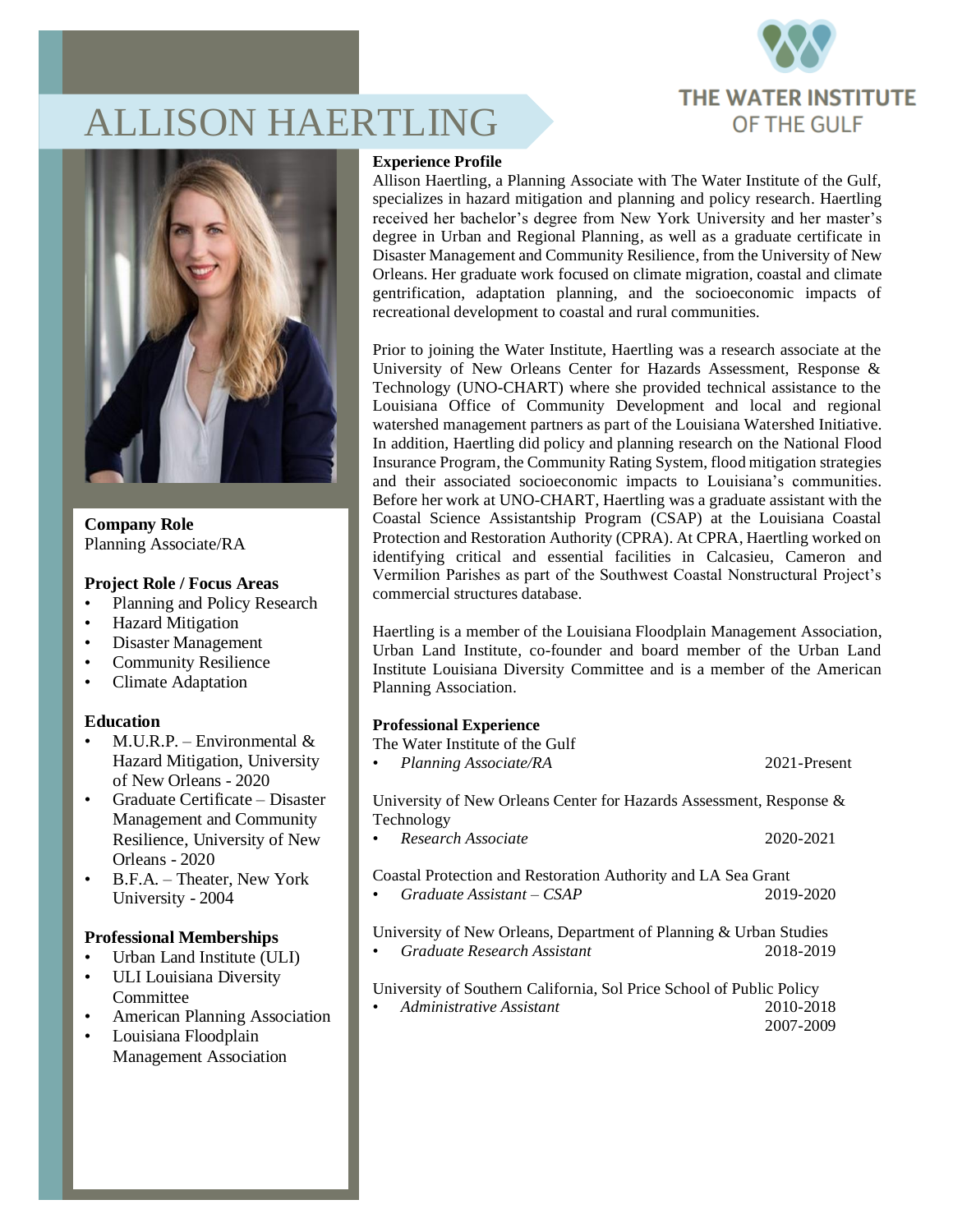# ALLISON HAERTLING

THE WATER INSTITUTE OF THE GULF

**Company Role**
Planning Associate/RA

**Project Role / Focus Areas**
- Planning and Policy Research
- Hazard Mitigation
- Disaster Management
- Community Resilience
- Climate Adaptation

**Education**
- M.U.R.P. – Environmental & Hazard Mitigation, University of New Orleans - 2020
- Graduate Certificate – Disaster Management and Community Resilience, University of New Orleans - 2020
- B.F.A. – Theater, New York University - 2004

**Professional Memberships**
- Urban Land Institute (ULI)
- ULI Louisiana Diversity Committee
- American Planning Association
- Louisiana Floodplain Management Association

**Experience Profile**

Allison Haertling, a Planning Associate with The Water Institute of the Gulf, specializes in hazard mitigation and planning and policy research. Haertling received her bachelor's degree from New York University and her master's degree in Urban and Regional Planning, as well as a graduate certificate in Disaster Management and Community Resilience, from the University of New Orleans. Her graduate work focused on climate migration, coastal and climate gentrification, adaptation planning, and the socioeconomic impacts of recreational development to coastal and rural communities.

Prior to joining the Water Institute, Haertling was a research associate at the University of New Orleans Center for Hazards Assessment, Response & Technology (UNO-CHART) where she provided technical assistance to the Louisiana Office of Community Development and local and regional watershed management partners as part of the Louisiana Watershed Initiative. In addition, Haertling did policy and planning research on the National Flood Insurance Program, the Community Rating System, flood mitigation strategies and their associated socioeconomic impacts to Louisiana's communities. Before her work at UNO-CHART, Haertling was a graduate assistant with the Coastal Science Assistantship Program (CSAP) at the Louisiana Coastal Protection and Restoration Authority (CPRA). At CPRA, Haertling worked on identifying critical and essential facilities in Calcasieu, Cameron and Vermilion Parishes as part of the Southwest Coastal Nonstructural Project's commercial structures database.

Haertling is a member of the Louisiana Floodplain Management Association, Urban Land Institute, co-founder and board member of the Urban Land Institute Louisiana Diversity Committee and is a member of the American Planning Association.

**Professional Experience**

The Water Institute of the Gulf
- *Planning Associate/RA* — 2021-Present

University of New Orleans Center for Hazards Assessment, Response & Technology
- *Research Associate* — 2020-2021

Coastal Protection and Restoration Authority and LA Sea Grant
- *Graduate Assistant – CSAP* — 2019-2020

University of New Orleans, Department of Planning & Urban Studies
- *Graduate Research Assistant* — 2018-2019

University of Southern California, Sol Price School of Public Policy
- *Administrative Assistant* — 2010-2018, 2007-2009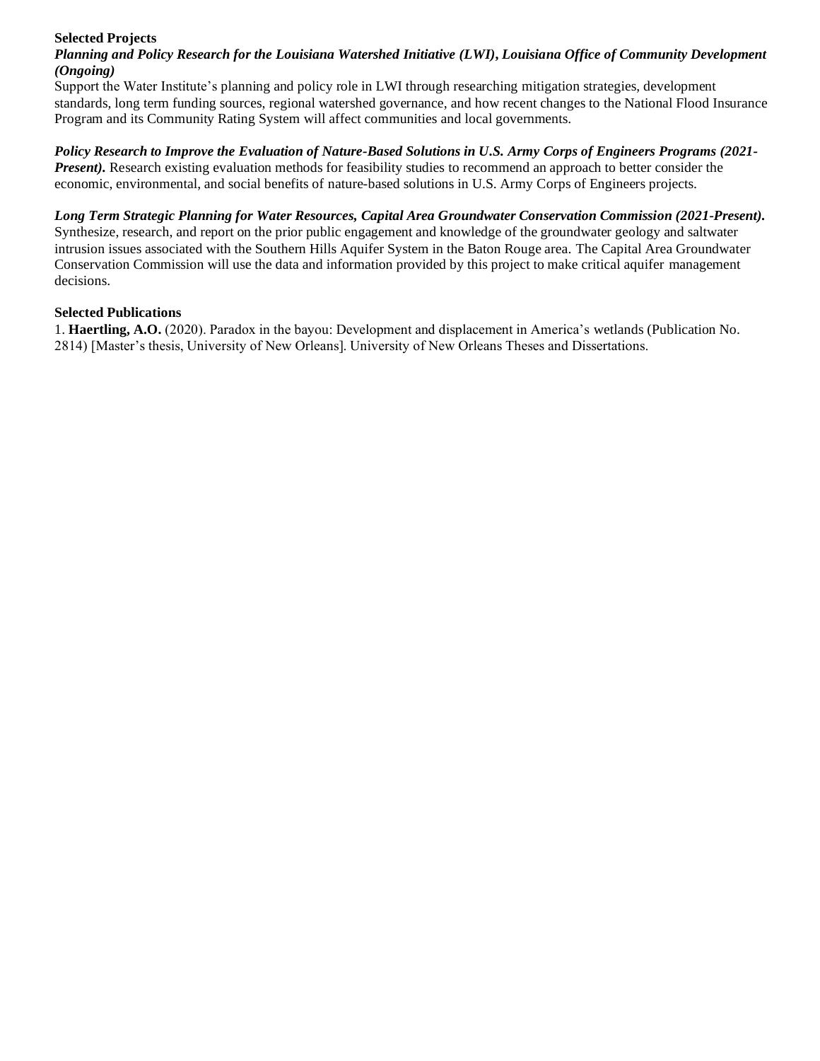**Selected Projects**

***Planning and Policy Research for the Louisiana Watershed Initiative (LWI), Louisiana Office of Community Development (Ongoing)***

Support the Water Institute's planning and policy role in LWI through researching mitigation strategies, development standards, long term funding sources, regional watershed governance, and how recent changes to the National Flood Insurance Program and its Community Rating System will affect communities and local governments.

***Policy Research to Improve the Evaluation of Nature-Based Solutions in U.S. Army Corps of Engineers Programs (2021-Present).*** Research existing evaluation methods for feasibility studies to recommend an approach to better consider the economic, environmental, and social benefits of nature-based solutions in U.S. Army Corps of Engineers projects.

***Long Term Strategic Planning for Water Resources, Capital Area Groundwater Conservation Commission (2021-Present).*** Synthesize, research, and report on the prior public engagement and knowledge of the groundwater geology and saltwater intrusion issues associated with the Southern Hills Aquifer System in the Baton Rouge area. The Capital Area Groundwater Conservation Commission will use the data and information provided by this project to make critical aquifer management decisions.

**Selected Publications**

1. **Haertling, A.O.** (2020). Paradox in the bayou: Development and displacement in America's wetlands (Publication No. 2814) [Master's thesis, University of New Orleans]. University of New Orleans Theses and Dissertations.